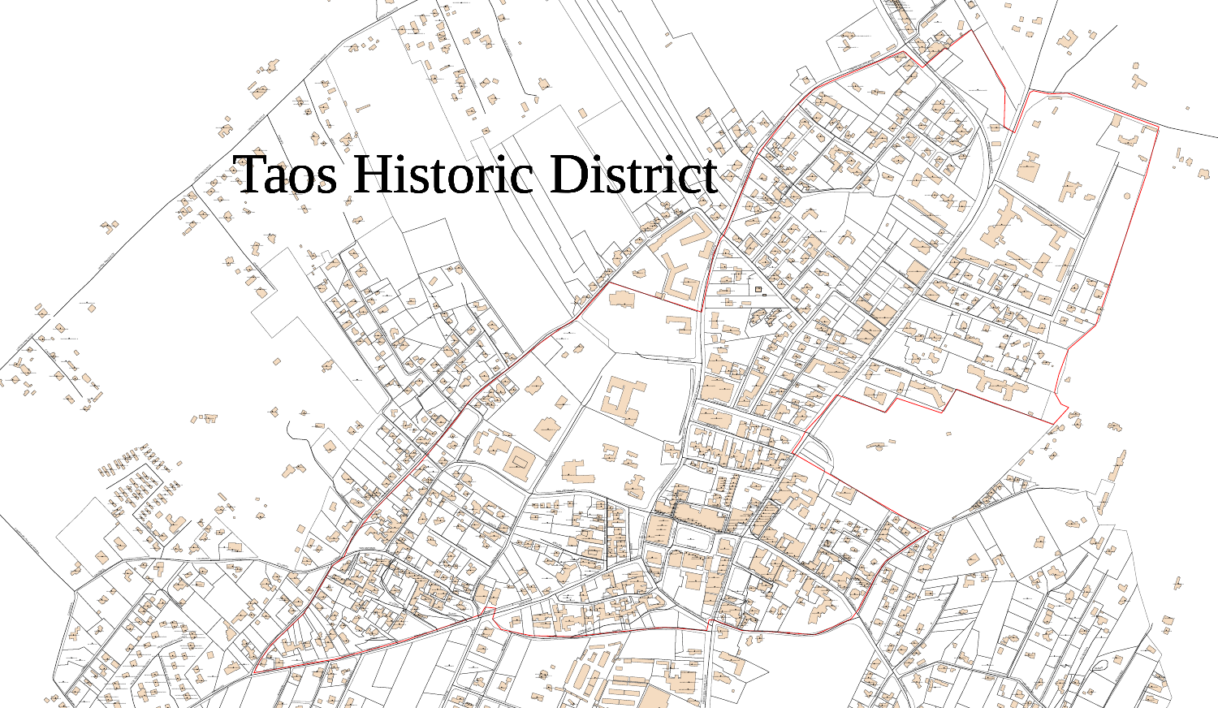# Taos Historic District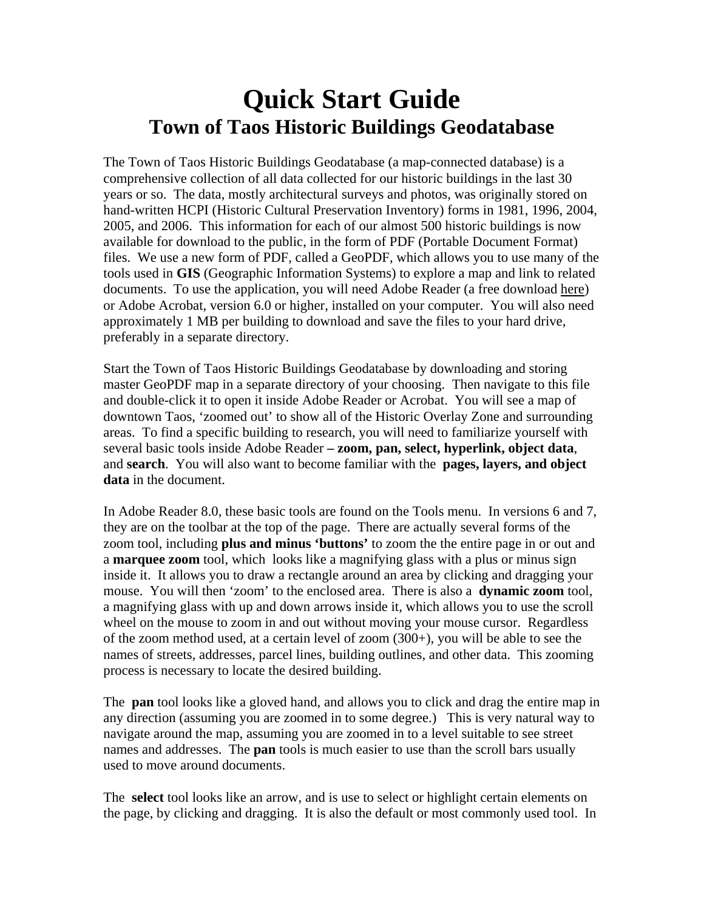# Quick Start Guide
## Town of Taos Historic Buildings Geodatabase

The Town of Taos Historic Buildings Geodatabase (a map-connected database) is a comprehensive collection of all data collected for our historic buildings in the last 30 years or so. The data, mostly architectural surveys and photos, was originally stored on hand-written HCPI (Historic Cultural Preservation Inventory) forms in 1981, 1996, 2004, 2005, and 2006. This information for each of our almost 500 historic buildings is now available for download to the public, in the form of PDF (Portable Document Format) files. We use a new form of PDF, called a GeoPDF, which allows you to use many of the tools used in **GIS** (Geographic Information Systems) to explore a map and link to related documents. To use the application, you will need Adobe Reader (a free download here) or Adobe Acrobat, version 6.0 or higher, installed on your computer. You will also need approximately 1 MB per building to download and save the files to your hard drive, preferably in a separate directory.

Start the Town of Taos Historic Buildings Geodatabase by downloading and storing master GeoPDF map in a separate directory of your choosing. Then navigate to this file and double-click it to open it inside Adobe Reader or Acrobat. You will see a map of downtown Taos, 'zoomed out' to show all of the Historic Overlay Zone and surrounding areas. To find a specific building to research, you will need to familiarize yourself with several basic tools inside Adobe Reader **– zoom, pan, select, hyperlink, object data**, and **search**. You will also want to become familiar with the **pages, layers, and object data** in the document.

In Adobe Reader 8.0, these basic tools are found on the Tools menu. In versions 6 and 7, they are on the toolbar at the top of the page. There are actually several forms of the zoom tool, including **plus and minus 'buttons'** to zoom the the entire page in or out and a **marquee zoom** tool, which looks like a magnifying glass with a plus or minus sign inside it. It allows you to draw a rectangle around an area by clicking and dragging your mouse. You will then 'zoom' to the enclosed area. There is also a **dynamic zoom** tool, a magnifying glass with up and down arrows inside it, which allows you to use the scroll wheel on the mouse to zoom in and out without moving your mouse cursor. Regardless of the zoom method used, at a certain level of zoom (300+), you will be able to see the names of streets, addresses, parcel lines, building outlines, and other data. This zooming process is necessary to locate the desired building.

The **pan** tool looks like a gloved hand, and allows you to click and drag the entire map in any direction (assuming you are zoomed in to some degree.) This is very natural way to navigate around the map, assuming you are zoomed in to a level suitable to see street names and addresses. The **pan** tools is much easier to use than the scroll bars usually used to move around documents.

The **select** tool looks like an arrow, and is use to select or highlight certain elements on the page, by clicking and dragging. It is also the default or most commonly used tool. In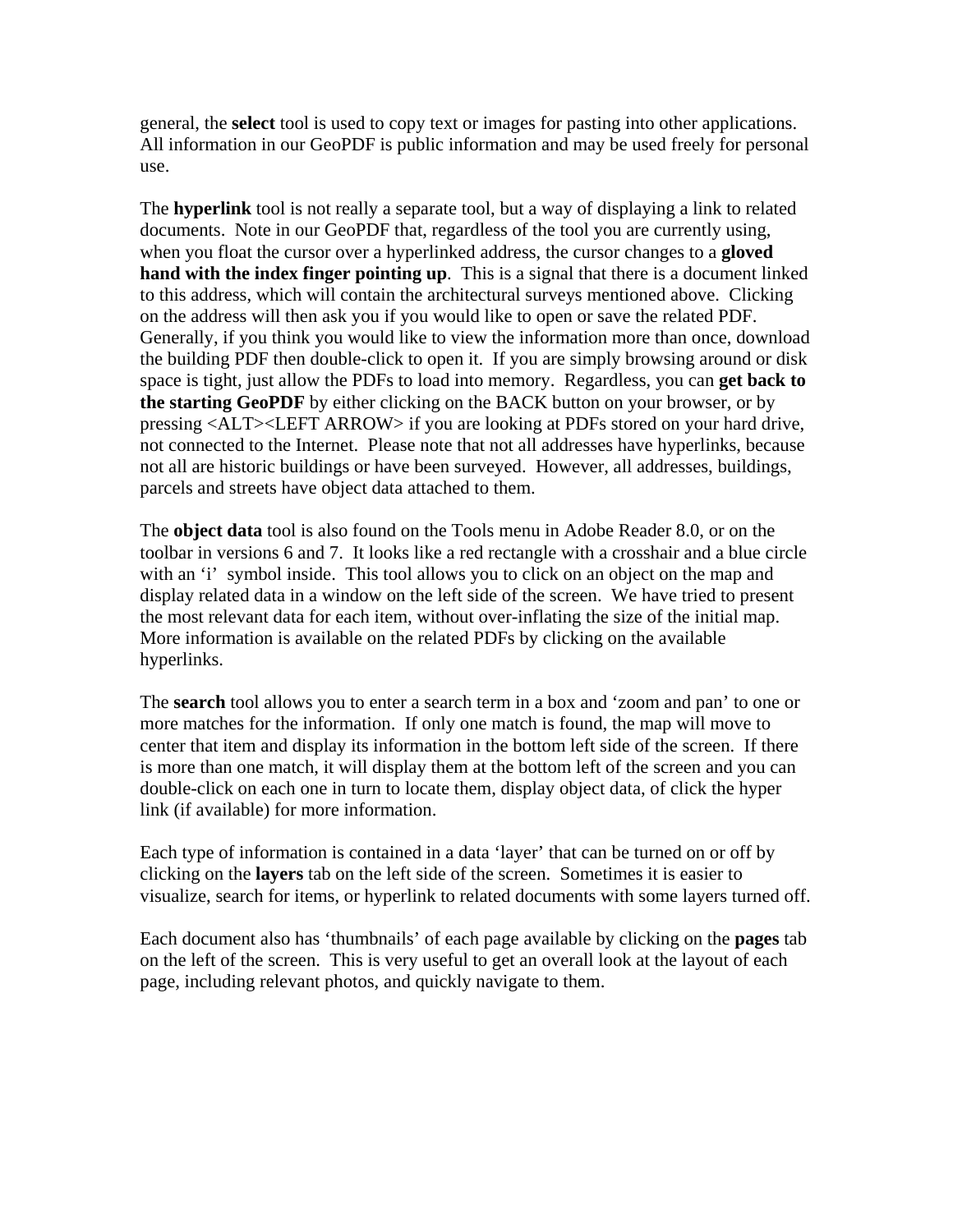general, the **select** tool is used to copy text or images for pasting into other applications. All information in our GeoPDF is public information and may be used freely for personal use.

The **hyperlink** tool is not really a separate tool, but a way of displaying a link to related documents. Note in our GeoPDF that, regardless of the tool you are currently using, when you float the cursor over a hyperlinked address, the cursor changes to a **gloved hand with the index finger pointing up**. This is a signal that there is a document linked to this address, which will contain the architectural surveys mentioned above. Clicking on the address will then ask you if you would like to open or save the related PDF. Generally, if you think you would like to view the information more than once, download the building PDF then double-click to open it. If you are simply browsing around or disk space is tight, just allow the PDFs to load into memory. Regardless, you can **get back to the starting GeoPDF** by either clicking on the BACK button on your browser, or by pressing <ALT><LEFT ARROW> if you are looking at PDFs stored on your hard drive, not connected to the Internet. Please note that not all addresses have hyperlinks, because not all are historic buildings or have been surveyed. However, all addresses, buildings, parcels and streets have object data attached to them.

The **object data** tool is also found on the Tools menu in Adobe Reader 8.0, or on the toolbar in versions 6 and 7. It looks like a red rectangle with a crosshair and a blue circle with an 'i' symbol inside. This tool allows you to click on an object on the map and display related data in a window on the left side of the screen. We have tried to present the most relevant data for each item, without over-inflating the size of the initial map. More information is available on the related PDFs by clicking on the available hyperlinks.

The **search** tool allows you to enter a search term in a box and 'zoom and pan' to one or more matches for the information. If only one match is found, the map will move to center that item and display its information in the bottom left side of the screen. If there is more than one match, it will display them at the bottom left of the screen and you can double-click on each one in turn to locate them, display object data, of click the hyper link (if available) for more information.

Each type of information is contained in a data 'layer' that can be turned on or off by clicking on the **layers** tab on the left side of the screen. Sometimes it is easier to visualize, search for items, or hyperlink to related documents with some layers turned off.

Each document also has 'thumbnails' of each page available by clicking on the **pages** tab on the left of the screen. This is very useful to get an overall look at the layout of each page, including relevant photos, and quickly navigate to them.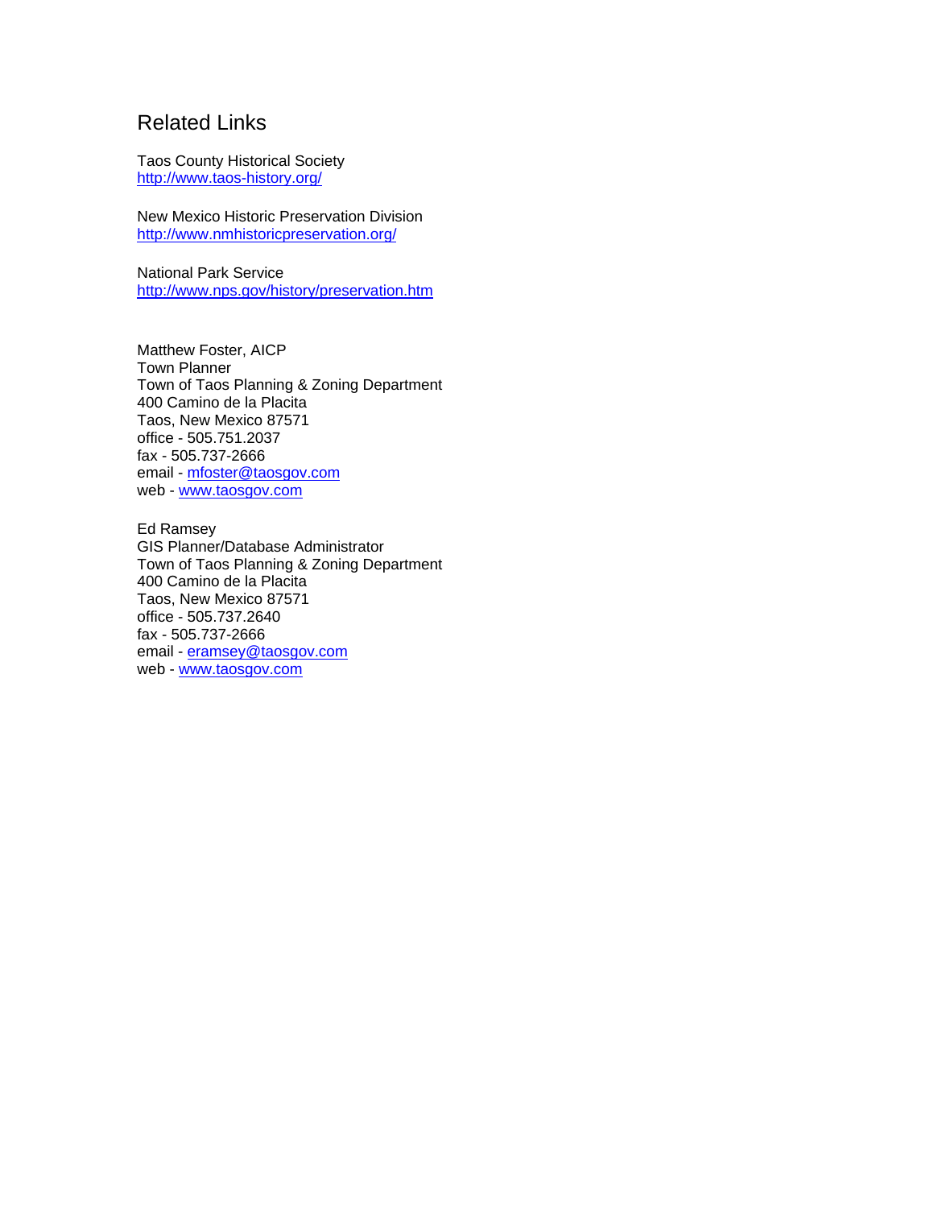## Related Links

Taos County Historical Society
http://www.taos-history.org/

New Mexico Historic Preservation Division
http://www.nmhistoricpreservation.org/

National Park Service
http://www.nps.gov/history/preservation.htm

Matthew Foster, AICP
Town Planner
Town of Taos Planning & Zoning Department
400 Camino de la Placita
Taos, New Mexico 87571
office - 505.751.2037
fax - 505.737-2666
email - mfoster@taosgov.com
web - www.taosgov.com

Ed Ramsey
GIS Planner/Database Administrator
Town of Taos Planning & Zoning Department
400 Camino de la Placita
Taos, New Mexico 87571
office - 505.737.2640
fax - 505.737-2666
email - eramsey@taosgov.com
web - www.taosgov.com